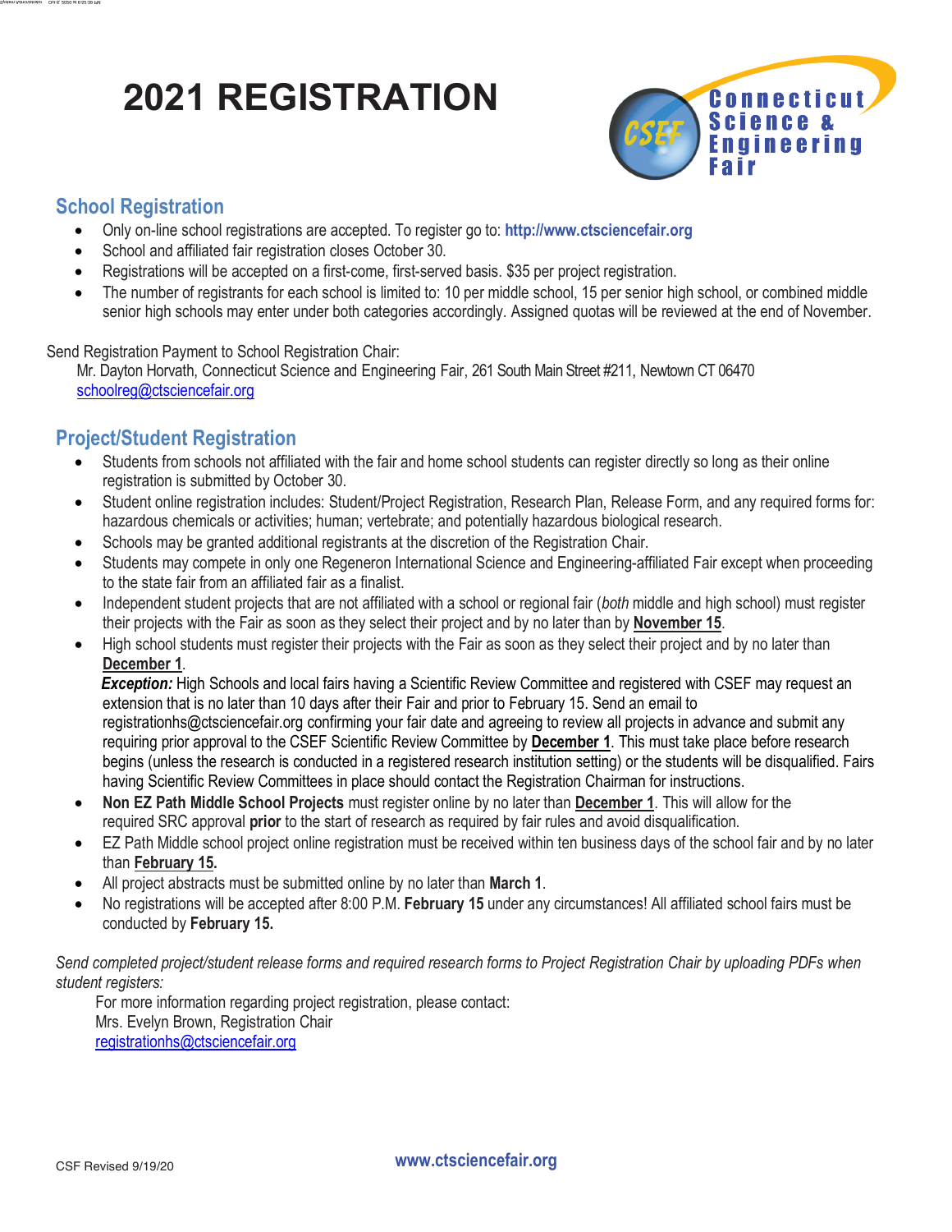# 2021 REGISTRATION

Connecticut Science & Engineering Fair

## School Registration

- Only on-line school registrations are accepted. To register go to: **http://www.ctsciencefair.org**
- School and affiliated fair registration closes October 30.
- Registrations will be accepted on a first-come, first-served basis. $35 per project registration.
- The number of registrants for each school is limited to: 10 per middle school, 15 per senior high school, or combined middle senior high schools may enter under both categories accordingly. Assigned quotas will be reviewed at the end of November.

Send Registration Payment to School Registration Chair:

Mr. Dayton Horvath, Connecticut Science and Engineering Fair, 261 South Main Street #211, Newtown CT 06470
schoolreg@ctsciencefair.org

## Project/Student Registration

- Students from schools not affiliated with the fair and home school students can register directly so long as their online registration is submitted by October 30.
- Student online registration includes: Student/Project Registration, Research Plan, Release Form, and any required forms for: hazardous chemicals or activities; human; vertebrate; and potentially hazardous biological research.
- Schools may be granted additional registrants at the discretion of the Registration Chair.
- Students may compete in only one Regeneron International Science and Engineering-affiliated Fair except when proceeding to the state fair from an affiliated fair as a finalist.
- Independent student projects that are not affiliated with a school or regional fair (*both* middle and high school) must register their projects with the Fair as soon as they select their project and by no later than by **November 15**.
- High school students must register their projects with the Fair as soon as they select their project and by no later than **December 1**.
  ***Exception:*** High Schools and local fairs having a Scientific Review Committee and registered with CSEF may request an extension that is no later than 10 days after their Fair and prior to February 15. Send an email to registrationhs@ctsciencefair.org confirming your fair date and agreeing to review all projects in advance and submit any requiring prior approval to the CSEF Scientific Review Committee by **December 1**. This must take place before research begins (unless the research is conducted in a registered research institution setting) or the students will be disqualified. Fairs having Scientific Review Committees in place should contact the Registration Chairman for instructions.
- **Non EZ Path Middle School Projects** must register online by no later than **December 1**. This will allow for the required SRC approval **prior** to the start of research as required by fair rules and avoid disqualification.
- EZ Path Middle school project online registration must be received within ten business days of the school fair and by no later than **February 15.**
- All project abstracts must be submitted online by no later than **March 1**.
- No registrations will be accepted after 8:00 P.M. **February 15** under any circumstances! All affiliated school fairs must be conducted by **February 15.**

*Send completed project/student release forms and required research forms to Project Registration Chair by uploading PDFs when student registers:*

For more information regarding project registration, please contact:
Mrs. Evelyn Brown, Registration Chair
registrationhs@ctsciencefair.org

CSF Revised 9/19/20

www.ctsciencefair.org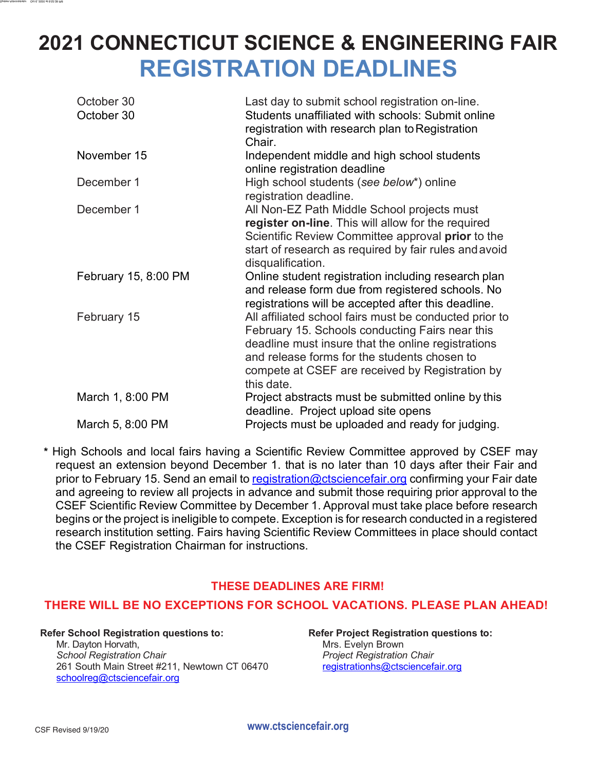# 2021 CONNECTICUT SCIENCE & ENGINEERING FAIR

# REGISTRATION DEADLINES

| | |
|---|---|
| October 30 | Last day to submit school registration on-line. |
| October 30 | Students unaffiliated with schools: Submit online registration with research plan to Registration Chair. |
| November 15 | Independent middle and high school students online registration deadline |
| December 1 | High school students (*see below*\*) online registration deadline. |
| December 1 | All Non-EZ Path Middle School projects must **register on-line**. This will allow for the required Scientific Review Committee approval **prior** to the start of research as required by fair rules and avoid disqualification. |
| February 15, 8:00 PM | Online student registration including research plan and release form due from registered schools. No registrations will be accepted after this deadline. |
| February 15 | All affiliated school fairs must be conducted prior to February 15. Schools conducting Fairs near this deadline must insure that the online registrations and release forms for the students chosen to compete at CSEF are received by Registration by this date. |
| March 1, 8:00 PM | Project abstracts must be submitted online by this deadline. Project upload site opens |
| March 5, 8:00 PM | Projects must be uploaded and ready for judging. |

\* High Schools and local fairs having a Scientific Review Committee approved by CSEF may request an extension beyond December 1. that is no later than 10 days after their Fair and prior to February 15. Send an email to registration@ctsciencefair.org confirming your Fair date and agreeing to review all projects in advance and submit those requiring prior approval to the CSEF Scientific Review Committee by December 1. Approval must take place before research begins or the project is ineligible to compete. Exception is for research conducted in a registered research institution setting. Fairs having Scientific Review Committees in place should contact the CSEF Registration Chairman for instructions.

**THESE DEADLINES ARE FIRM!**

**THERE WILL BE NO EXCEPTIONS FOR SCHOOL VACATIONS. PLEASE PLAN AHEAD!**

**Refer School Registration questions to:**
Mr. Dayton Horvath,
*School Registration Chair*
261 South Main Street #211, Newtown CT 06470
schoolreg@ctsciencefair.org

**Refer Project Registration questions to:**
Mrs. Evelyn Brown
*Project Registration Chair*
registrationhs@ctsciencefair.org

CSF Revised 9/19/20

www.ctsciencefair.org